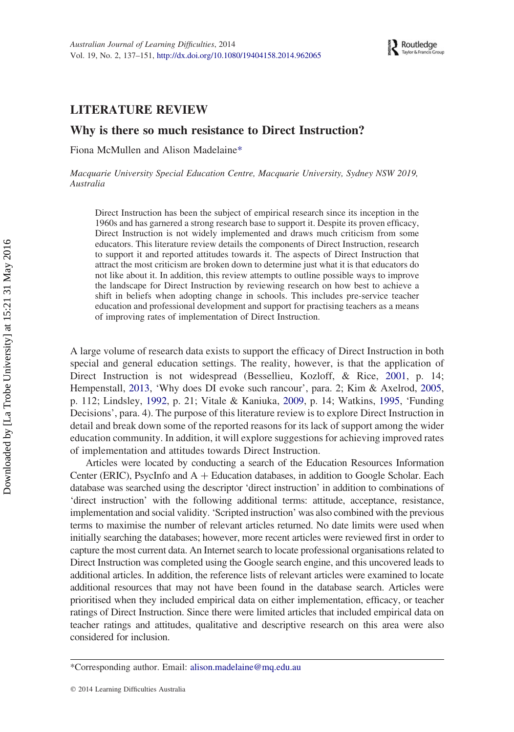# LITERATURE REVIEW

## Why is there so much resistance to Direct Instruction?

Fiona McMullen and Alison Madelaine*

*Macquarie University Special Education Centre, Macquarie University, Sydney NSW 2019, Australia*

Direct Instruction has been the subject of empirical research since its inception in the 1960s and has garnered a strong research base to support it. Despite its proven efficacy, Direct Instruction is not widely implemented and draws much criticism from some educators. This literature review details the components of Direct Instruction, research to support it and reported attitudes towards it. The aspects of Direct Instruction that attract the most criticism are broken down to determine just what it is that educators do not like about it. In addition, this review attempts to outline possible ways to improve the landscape for Direct Instruction by reviewing research on how best to achieve a shift in beliefs when adopting change in schools. This includes pre-service teacher education and professional development and support for practising teachers as a means of improving rates of implementation of Direct Instruction.

A large volume of research data exists to support the efficacy of Direct Instruction in both special and general education settings. The reality, however, is that the application of Direct Instruction is not widespread (Bessellieu, Kozloff, & Rice, 2001, p. 14; Hempenstall, 2013, 'Why does DI evoke such rancour', para. 2; Kim & Axelrod, 2005, p. 112; Lindsley, 1992, p. 21; Vitale & Kaniuka, 2009, p. 14; Watkins, 1995, 'Funding Decisions', para. 4). The purpose of this literature review is to explore Direct Instruction in detail and break down some of the reported reasons for its lack of support among the wider education community. In addition, it will explore suggestions for achieving improved rates of implementation and attitudes towards Direct Instruction.

Articles were located by conducting a search of the Education Resources Information Center (ERIC), PsycInfo and A + Education databases, in addition to Google Scholar. Each database was searched using the descriptor 'direct instruction' in addition to combinations of 'direct instruction' with the following additional terms: attitude, acceptance, resistance, implementation and social validity. 'Scripted instruction' was also combined with the previous terms to maximise the number of relevant articles returned. No date limits were used when initially searching the databases; however, more recent articles were reviewed first in order to capture the most current data. An Internet search to locate professional organisations related to Direct Instruction was completed using the Google search engine, and this uncovered leads to additional articles. In addition, the reference lists of relevant articles were examined to locate additional resources that may not have been found in the database search. Articles were prioritised when they included empirical data on either implementation, efficacy, or teacher ratings of Direct Instruction. Since there were limited articles that included empirical data on teacher ratings and attitudes, qualitative and descriptive research on this area were also considered for inclusion.

*Corresponding author. Email: alison.madelaine@mq.edu.au

© 2014 Learning Difficulties Australia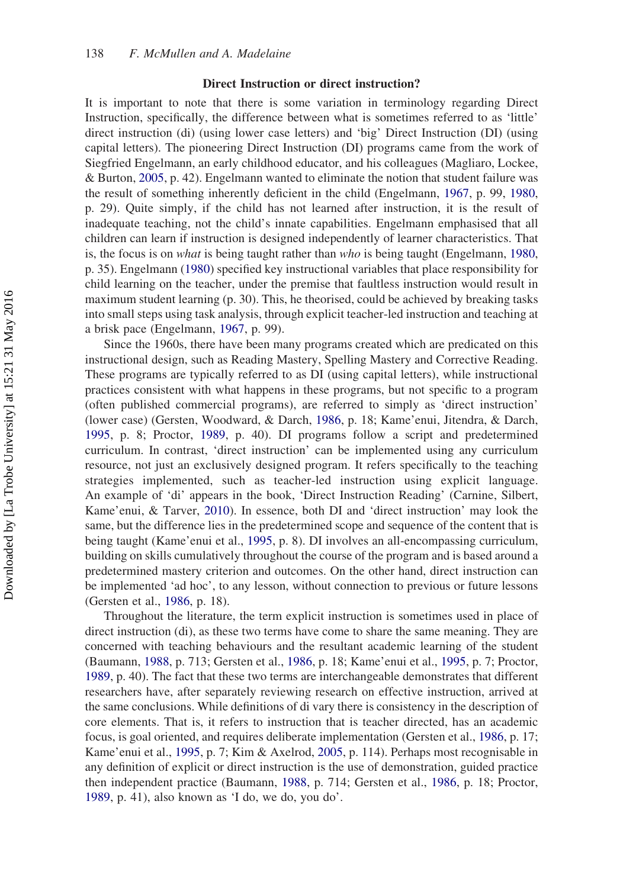### Direct Instruction or direct instruction?

It is important to note that there is some variation in terminology regarding Direct Instruction, specifically, the difference between what is sometimes referred to as 'little' direct instruction (di) (using lower case letters) and 'big' Direct Instruction (DI) (using capital letters). The pioneering Direct Instruction (DI) programs came from the work of Siegfried Engelmann, an early childhood educator, and his colleagues (Magliaro, Lockee, & Burton, 2005, p. 42). Engelmann wanted to eliminate the notion that student failure was the result of something inherently deficient in the child (Engelmann, 1967, p. 99, 1980, p. 29). Quite simply, if the child has not learned after instruction, it is the result of inadequate teaching, not the child's innate capabilities. Engelmann emphasised that all children can learn if instruction is designed independently of learner characteristics. That is, the focus is on *what* is being taught rather than *who* is being taught (Engelmann, 1980, p. 35). Engelmann (1980) specified key instructional variables that place responsibility for child learning on the teacher, under the premise that faultless instruction would result in maximum student learning (p. 30). This, he theorised, could be achieved by breaking tasks into small steps using task analysis, through explicit teacher-led instruction and teaching at a brisk pace (Engelmann, 1967, p. 99).

Since the 1960s, there have been many programs created which are predicated on this instructional design, such as Reading Mastery, Spelling Mastery and Corrective Reading. These programs are typically referred to as DI (using capital letters), while instructional practices consistent with what happens in these programs, but not specific to a program (often published commercial programs), are referred to simply as 'direct instruction' (lower case) (Gersten, Woodward, & Darch, 1986, p. 18; Kame'enui, Jitendra, & Darch, 1995, p. 8; Proctor, 1989, p. 40). DI programs follow a script and predetermined curriculum. In contrast, 'direct instruction' can be implemented using any curriculum resource, not just an exclusively designed program. It refers specifically to the teaching strategies implemented, such as teacher-led instruction using explicit language. An example of 'di' appears in the book, 'Direct Instruction Reading' (Carnine, Silbert, Kame'enui, & Tarver, 2010). In essence, both DI and 'direct instruction' may look the same, but the difference lies in the predetermined scope and sequence of the content that is being taught (Kame'enui et al., 1995, p. 8). DI involves an all-encompassing curriculum, building on skills cumulatively throughout the course of the program and is based around a predetermined mastery criterion and outcomes. On the other hand, direct instruction can be implemented 'ad hoc', to any lesson, without connection to previous or future lessons (Gersten et al., 1986, p. 18).

Throughout the literature, the term explicit instruction is sometimes used in place of direct instruction (di), as these two terms have come to share the same meaning. They are concerned with teaching behaviours and the resultant academic learning of the student (Baumann, 1988, p. 713; Gersten et al., 1986, p. 18; Kame'enui et al., 1995, p. 7; Proctor, 1989, p. 40). The fact that these two terms are interchangeable demonstrates that different researchers have, after separately reviewing research on effective instruction, arrived at the same conclusions. While definitions of di vary there is consistency in the description of core elements. That is, it refers to instruction that is teacher directed, has an academic focus, is goal oriented, and requires deliberate implementation (Gersten et al., 1986, p. 17; Kame'enui et al., 1995, p. 7; Kim & Axelrod, 2005, p. 114). Perhaps most recognisable in any definition of explicit or direct instruction is the use of demonstration, guided practice then independent practice (Baumann, 1988, p. 714; Gersten et al., 1986, p. 18; Proctor, 1989, p. 41), also known as 'I do, we do, you do'.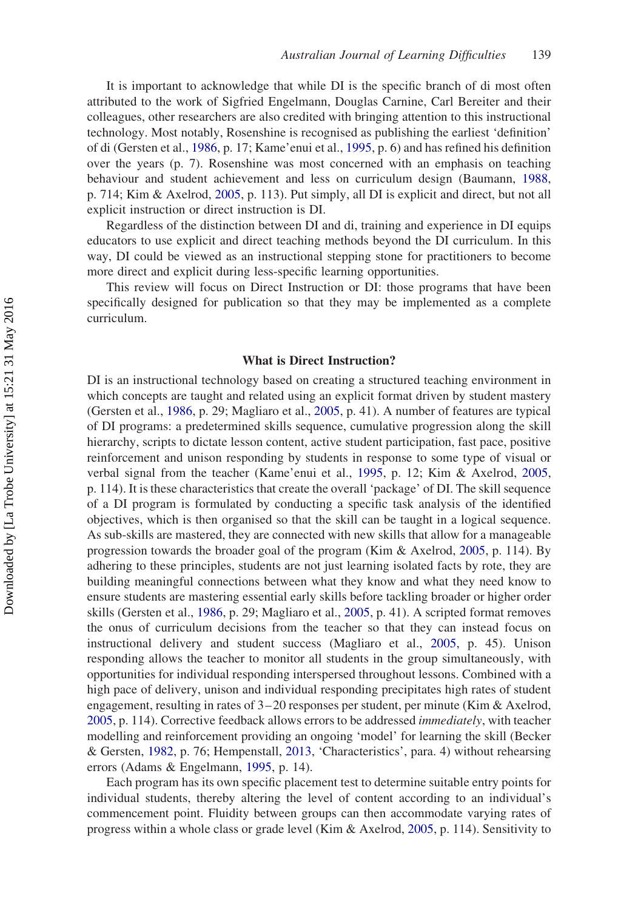It is important to acknowledge that while DI is the specific branch of di most often attributed to the work of Sigfried Engelmann, Douglas Carnine, Carl Bereiter and their colleagues, other researchers are also credited with bringing attention to this instructional technology. Most notably, Rosenshine is recognised as publishing the earliest 'definition' of di (Gersten et al., 1986, p. 17; Kame'enui et al., 1995, p. 6) and has refined his definition over the years (p. 7). Rosenshine was most concerned with an emphasis on teaching behaviour and student achievement and less on curriculum design (Baumann, 1988, p. 714; Kim & Axelrod, 2005, p. 113). Put simply, all DI is explicit and direct, but not all explicit instruction or direct instruction is DI.

Regardless of the distinction between DI and di, training and experience in DI equips educators to use explicit and direct teaching methods beyond the DI curriculum. In this way, DI could be viewed as an instructional stepping stone for practitioners to become more direct and explicit during less-specific learning opportunities.

This review will focus on Direct Instruction or DI: those programs that have been specifically designed for publication so that they may be implemented as a complete curriculum.

## What is Direct Instruction?

DI is an instructional technology based on creating a structured teaching environment in which concepts are taught and related using an explicit format driven by student mastery (Gersten et al., 1986, p. 29; Magliaro et al., 2005, p. 41). A number of features are typical of DI programs: a predetermined skills sequence, cumulative progression along the skill hierarchy, scripts to dictate lesson content, active student participation, fast pace, positive reinforcement and unison responding by students in response to some type of visual or verbal signal from the teacher (Kame'enui et al., 1995, p. 12; Kim & Axelrod, 2005, p. 114). It is these characteristics that create the overall 'package' of DI. The skill sequence of a DI program is formulated by conducting a specific task analysis of the identified objectives, which is then organised so that the skill can be taught in a logical sequence. As sub-skills are mastered, they are connected with new skills that allow for a manageable progression towards the broader goal of the program (Kim & Axelrod, 2005, p. 114). By adhering to these principles, students are not just learning isolated facts by rote, they are building meaningful connections between what they know and what they need know to ensure students are mastering essential early skills before tackling broader or higher order skills (Gersten et al., 1986, p. 29; Magliaro et al., 2005, p. 41). A scripted format removes the onus of curriculum decisions from the teacher so that they can instead focus on instructional delivery and student success (Magliaro et al., 2005, p. 45). Unison responding allows the teacher to monitor all students in the group simultaneously, with opportunities for individual responding interspersed throughout lessons. Combined with a high pace of delivery, unison and individual responding precipitates high rates of student engagement, resulting in rates of 3–20 responses per student, per minute (Kim & Axelrod, 2005, p. 114). Corrective feedback allows errors to be addressed *immediately*, with teacher modelling and reinforcement providing an ongoing 'model' for learning the skill (Becker & Gersten, 1982, p. 76; Hempenstall, 2013, 'Characteristics', para. 4) without rehearsing errors (Adams & Engelmann, 1995, p. 14).

Each program has its own specific placement test to determine suitable entry points for individual students, thereby altering the level of content according to an individual's commencement point. Fluidity between groups can then accommodate varying rates of progress within a whole class or grade level (Kim & Axelrod, 2005, p. 114). Sensitivity to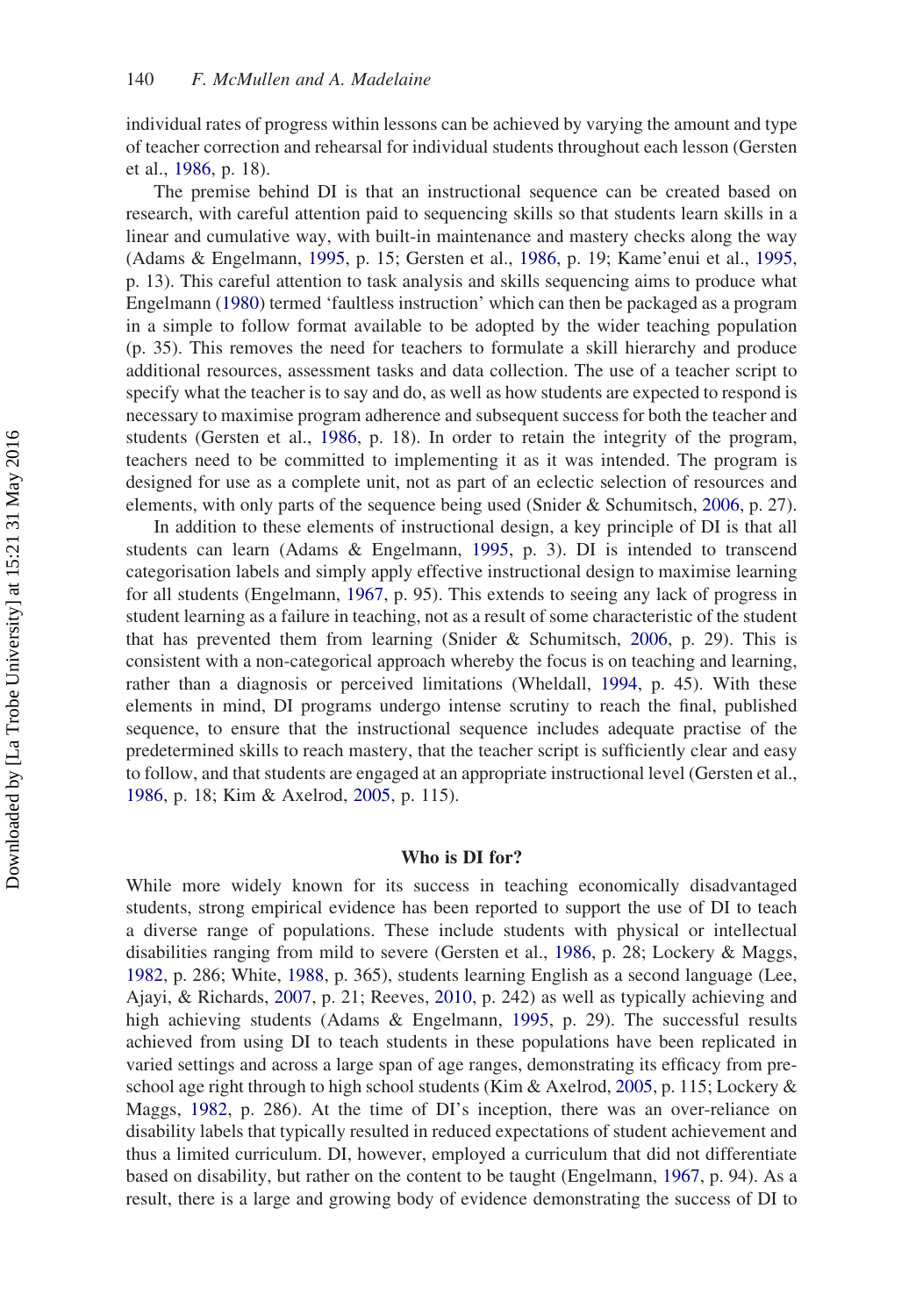individual rates of progress within lessons can be achieved by varying the amount and type of teacher correction and rehearsal for individual students throughout each lesson (Gersten et al., 1986, p. 18).

The premise behind DI is that an instructional sequence can be created based on research, with careful attention paid to sequencing skills so that students learn skills in a linear and cumulative way, with built-in maintenance and mastery checks along the way (Adams & Engelmann, 1995, p. 15; Gersten et al., 1986, p. 19; Kame'enui et al., 1995, p. 13). This careful attention to task analysis and skills sequencing aims to produce what Engelmann (1980) termed 'faultless instruction' which can then be packaged as a program in a simple to follow format available to be adopted by the wider teaching population (p. 35). This removes the need for teachers to formulate a skill hierarchy and produce additional resources, assessment tasks and data collection. The use of a teacher script to specify what the teacher is to say and do, as well as how students are expected to respond is necessary to maximise program adherence and subsequent success for both the teacher and students (Gersten et al., 1986, p. 18). In order to retain the integrity of the program, teachers need to be committed to implementing it as it was intended. The program is designed for use as a complete unit, not as part of an eclectic selection of resources and elements, with only parts of the sequence being used (Snider & Schumitsch, 2006, p. 27).

In addition to these elements of instructional design, a key principle of DI is that all students can learn (Adams & Engelmann, 1995, p. 3). DI is intended to transcend categorisation labels and simply apply effective instructional design to maximise learning for all students (Engelmann, 1967, p. 95). This extends to seeing any lack of progress in student learning as a failure in teaching, not as a result of some characteristic of the student that has prevented them from learning (Snider & Schumitsch, 2006, p. 29). This is consistent with a non-categorical approach whereby the focus is on teaching and learning, rather than a diagnosis or perceived limitations (Wheldall, 1994, p. 45). With these elements in mind, DI programs undergo intense scrutiny to reach the final, published sequence, to ensure that the instructional sequence includes adequate practise of the predetermined skills to reach mastery, that the teacher script is sufficiently clear and easy to follow, and that students are engaged at an appropriate instructional level (Gersten et al., 1986, p. 18; Kim & Axelrod, 2005, p. 115).

## Who is DI for?

While more widely known for its success in teaching economically disadvantaged students, strong empirical evidence has been reported to support the use of DI to teach a diverse range of populations. These include students with physical or intellectual disabilities ranging from mild to severe (Gersten et al., 1986, p. 28; Lockery & Maggs, 1982, p. 286; White, 1988, p. 365), students learning English as a second language (Lee, Ajayi, & Richards, 2007, p. 21; Reeves, 2010, p. 242) as well as typically achieving and high achieving students (Adams & Engelmann, 1995, p. 29). The successful results achieved from using DI to teach students in these populations have been replicated in varied settings and across a large span of age ranges, demonstrating its efficacy from pre-school age right through to high school students (Kim & Axelrod, 2005, p. 115; Lockery & Maggs, 1982, p. 286). At the time of DI's inception, there was an over-reliance on disability labels that typically resulted in reduced expectations of student achievement and thus a limited curriculum. DI, however, employed a curriculum that did not differentiate based on disability, but rather on the content to be taught (Engelmann, 1967, p. 94). As a result, there is a large and growing body of evidence demonstrating the success of DI to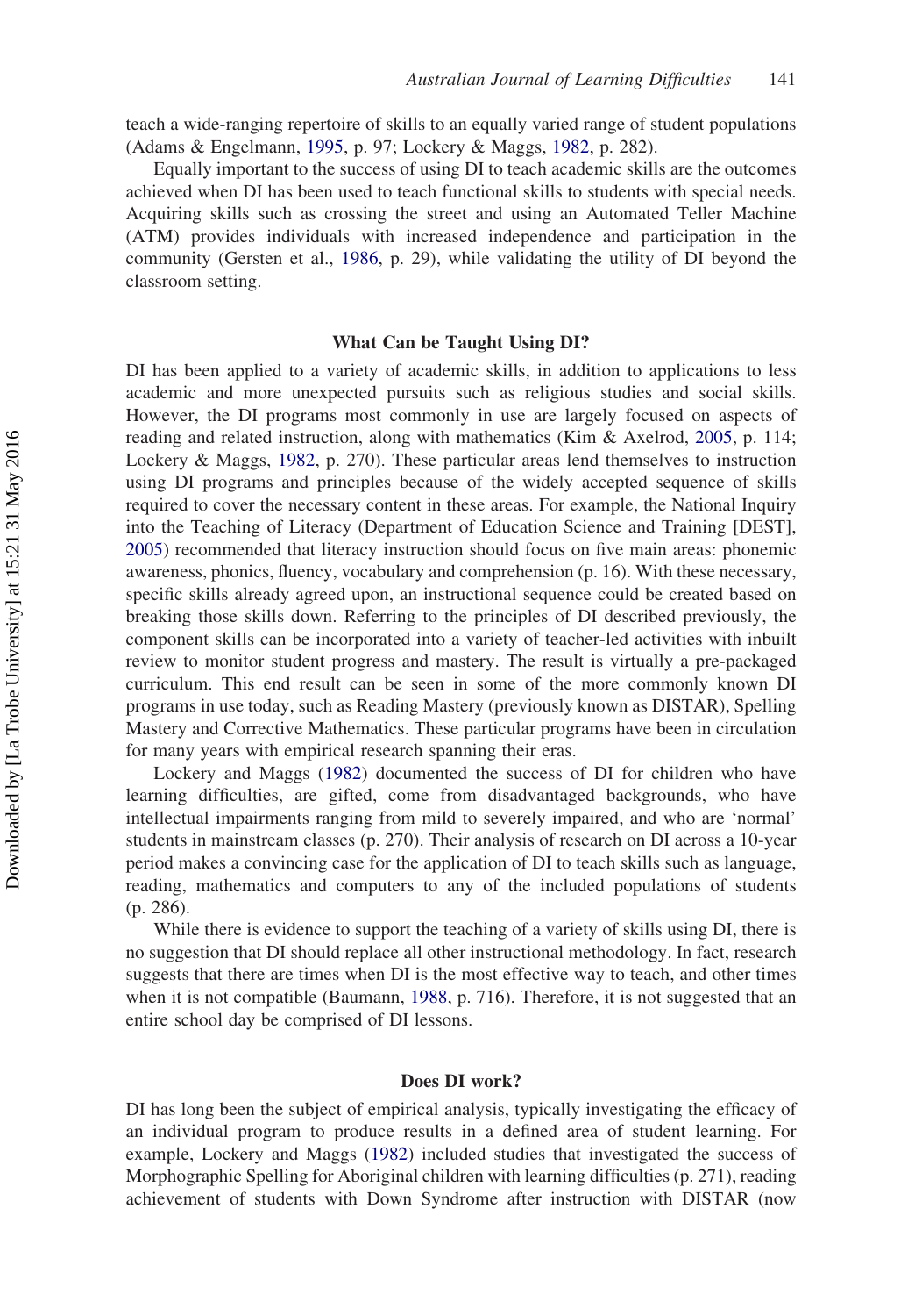teach a wide-ranging repertoire of skills to an equally varied range of student populations (Adams & Engelmann, 1995, p. 97; Lockery & Maggs, 1982, p. 282).

Equally important to the success of using DI to teach academic skills are the outcomes achieved when DI has been used to teach functional skills to students with special needs. Acquiring skills such as crossing the street and using an Automated Teller Machine (ATM) provides individuals with increased independence and participation in the community (Gersten et al., 1986, p. 29), while validating the utility of DI beyond the classroom setting.

## What Can be Taught Using DI?

DI has been applied to a variety of academic skills, in addition to applications to less academic and more unexpected pursuits such as religious studies and social skills. However, the DI programs most commonly in use are largely focused on aspects of reading and related instruction, along with mathematics (Kim & Axelrod, 2005, p. 114; Lockery & Maggs, 1982, p. 270). These particular areas lend themselves to instruction using DI programs and principles because of the widely accepted sequence of skills required to cover the necessary content in these areas. For example, the National Inquiry into the Teaching of Literacy (Department of Education Science and Training [DEST], 2005) recommended that literacy instruction should focus on five main areas: phonemic awareness, phonics, fluency, vocabulary and comprehension (p. 16). With these necessary, specific skills already agreed upon, an instructional sequence could be created based on breaking those skills down. Referring to the principles of DI described previously, the component skills can be incorporated into a variety of teacher-led activities with inbuilt review to monitor student progress and mastery. The result is virtually a pre-packaged curriculum. This end result can be seen in some of the more commonly known DI programs in use today, such as Reading Mastery (previously known as DISTAR), Spelling Mastery and Corrective Mathematics. These particular programs have been in circulation for many years with empirical research spanning their eras.

Lockery and Maggs (1982) documented the success of DI for children who have learning difficulties, are gifted, come from disadvantaged backgrounds, who have intellectual impairments ranging from mild to severely impaired, and who are 'normal' students in mainstream classes (p. 270). Their analysis of research on DI across a 10-year period makes a convincing case for the application of DI to teach skills such as language, reading, mathematics and computers to any of the included populations of students (p. 286).

While there is evidence to support the teaching of a variety of skills using DI, there is no suggestion that DI should replace all other instructional methodology. In fact, research suggests that there are times when DI is the most effective way to teach, and other times when it is not compatible (Baumann, 1988, p. 716). Therefore, it is not suggested that an entire school day be comprised of DI lessons.

## Does DI work?

DI has long been the subject of empirical analysis, typically investigating the efficacy of an individual program to produce results in a defined area of student learning. For example, Lockery and Maggs (1982) included studies that investigated the success of Morphographic Spelling for Aboriginal children with learning difficulties (p. 271), reading achievement of students with Down Syndrome after instruction with DISTAR (now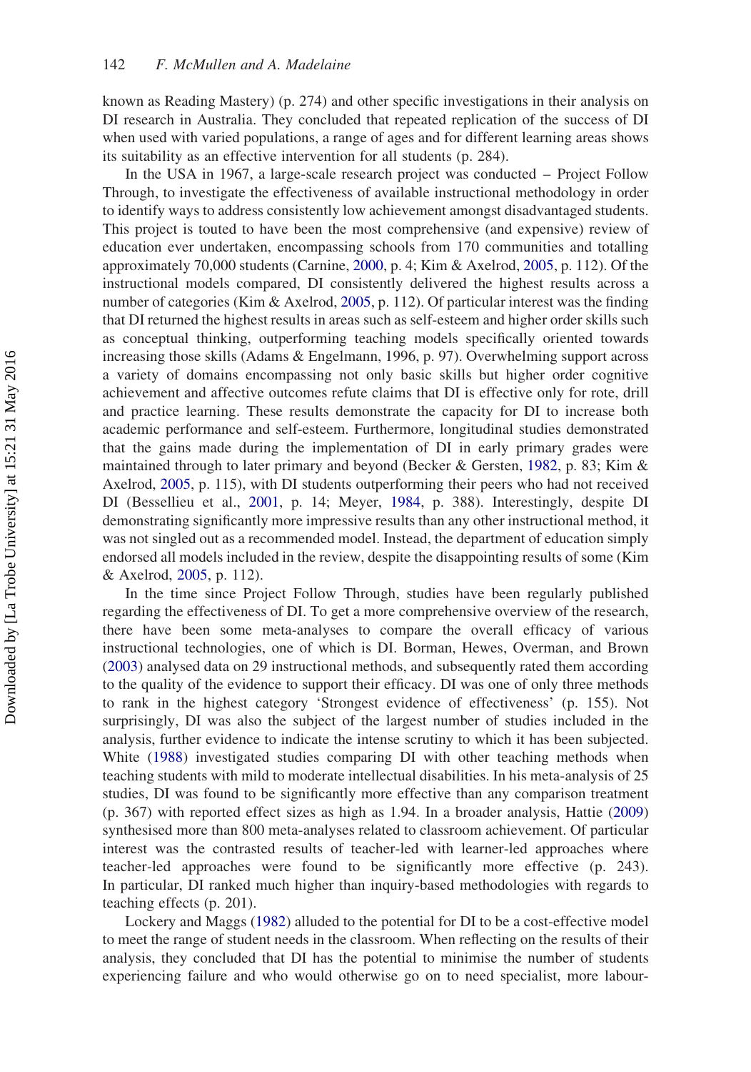known as Reading Mastery) (p. 274) and other specific investigations in their analysis on DI research in Australia. They concluded that repeated replication of the success of DI when used with varied populations, a range of ages and for different learning areas shows its suitability as an effective intervention for all students (p. 284).

In the USA in 1967, a large-scale research project was conducted – Project Follow Through, to investigate the effectiveness of available instructional methodology in order to identify ways to address consistently low achievement amongst disadvantaged students. This project is touted to have been the most comprehensive (and expensive) review of education ever undertaken, encompassing schools from 170 communities and totalling approximately 70,000 students (Carnine, 2000, p. 4; Kim & Axelrod, 2005, p. 112). Of the instructional models compared, DI consistently delivered the highest results across a number of categories (Kim & Axelrod, 2005, p. 112). Of particular interest was the finding that DI returned the highest results in areas such as self-esteem and higher order skills such as conceptual thinking, outperforming teaching models specifically oriented towards increasing those skills (Adams & Engelmann, 1996, p. 97). Overwhelming support across a variety of domains encompassing not only basic skills but higher order cognitive achievement and affective outcomes refute claims that DI is effective only for rote, drill and practice learning. These results demonstrate the capacity for DI to increase both academic performance and self-esteem. Furthermore, longitudinal studies demonstrated that the gains made during the implementation of DI in early primary grades were maintained through to later primary and beyond (Becker & Gersten, 1982, p. 83; Kim & Axelrod, 2005, p. 115), with DI students outperforming their peers who had not received DI (Bessellieu et al., 2001, p. 14; Meyer, 1984, p. 388). Interestingly, despite DI demonstrating significantly more impressive results than any other instructional method, it was not singled out as a recommended model. Instead, the department of education simply endorsed all models included in the review, despite the disappointing results of some (Kim & Axelrod, 2005, p. 112).

In the time since Project Follow Through, studies have been regularly published regarding the effectiveness of DI. To get a more comprehensive overview of the research, there have been some meta-analyses to compare the overall efficacy of various instructional technologies, one of which is DI. Borman, Hewes, Overman, and Brown (2003) analysed data on 29 instructional methods, and subsequently rated them according to the quality of the evidence to support their efficacy. DI was one of only three methods to rank in the highest category 'Strongest evidence of effectiveness' (p. 155). Not surprisingly, DI was also the subject of the largest number of studies included in the analysis, further evidence to indicate the intense scrutiny to which it has been subjected. White (1988) investigated studies comparing DI with other teaching methods when teaching students with mild to moderate intellectual disabilities. In his meta-analysis of 25 studies, DI was found to be significantly more effective than any comparison treatment (p. 367) with reported effect sizes as high as 1.94. In a broader analysis, Hattie (2009) synthesised more than 800 meta-analyses related to classroom achievement. Of particular interest was the contrasted results of teacher-led with learner-led approaches where teacher-led approaches were found to be significantly more effective (p. 243). In particular, DI ranked much higher than inquiry-based methodologies with regards to teaching effects (p. 201).

Lockery and Maggs (1982) alluded to the potential for DI to be a cost-effective model to meet the range of student needs in the classroom. When reflecting on the results of their analysis, they concluded that DI has the potential to minimise the number of students experiencing failure and who would otherwise go on to need specialist, more labour-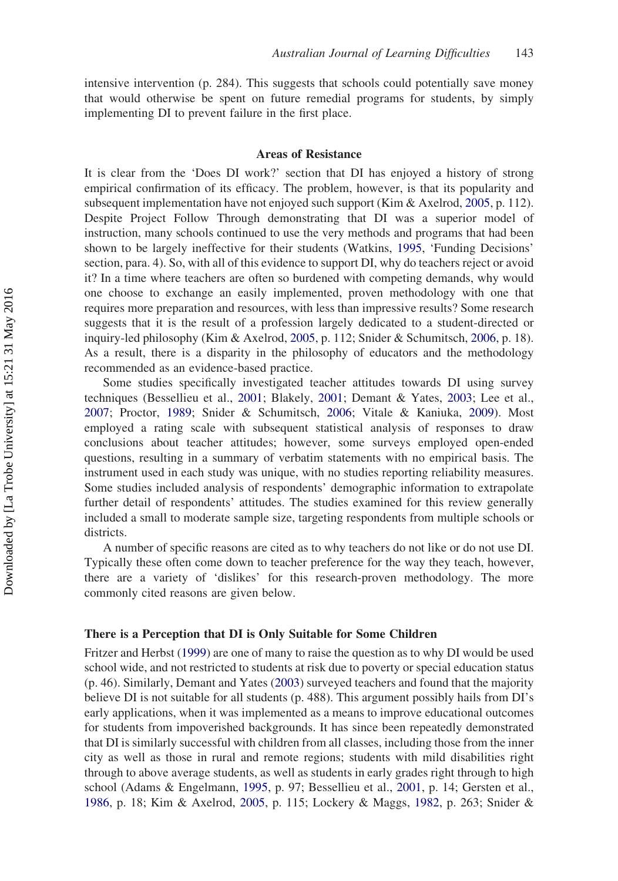intensive intervention (p. 284). This suggests that schools could potentially save money that would otherwise be spent on future remedial programs for students, by simply implementing DI to prevent failure in the first place.

## Areas of Resistance

It is clear from the 'Does DI work?' section that DI has enjoyed a history of strong empirical confirmation of its efficacy. The problem, however, is that its popularity and subsequent implementation have not enjoyed such support (Kim & Axelrod, 2005, p. 112). Despite Project Follow Through demonstrating that DI was a superior model of instruction, many schools continued to use the very methods and programs that had been shown to be largely ineffective for their students (Watkins, 1995, 'Funding Decisions' section, para. 4). So, with all of this evidence to support DI, why do teachers reject or avoid it? In a time where teachers are often so burdened with competing demands, why would one choose to exchange an easily implemented, proven methodology with one that requires more preparation and resources, with less than impressive results? Some research suggests that it is the result of a profession largely dedicated to a student-directed or inquiry-led philosophy (Kim & Axelrod, 2005, p. 112; Snider & Schumitsch, 2006, p. 18). As a result, there is a disparity in the philosophy of educators and the methodology recommended as an evidence-based practice.

Some studies specifically investigated teacher attitudes towards DI using survey techniques (Bessellieu et al., 2001; Blakely, 2001; Demant & Yates, 2003; Lee et al., 2007; Proctor, 1989; Snider & Schumitsch, 2006; Vitale & Kaniuka, 2009). Most employed a rating scale with subsequent statistical analysis of responses to draw conclusions about teacher attitudes; however, some surveys employed open-ended questions, resulting in a summary of verbatim statements with no empirical basis. The instrument used in each study was unique, with no studies reporting reliability measures. Some studies included analysis of respondents' demographic information to extrapolate further detail of respondents' attitudes. The studies examined for this review generally included a small to moderate sample size, targeting respondents from multiple schools or districts.

A number of specific reasons are cited as to why teachers do not like or do not use DI. Typically these often come down to teacher preference for the way they teach, however, there are a variety of 'dislikes' for this research-proven methodology. The more commonly cited reasons are given below.

### There is a Perception that DI is Only Suitable for Some Children

Fritzer and Herbst (1999) are one of many to raise the question as to why DI would be used school wide, and not restricted to students at risk due to poverty or special education status (p. 46). Similarly, Demant and Yates (2003) surveyed teachers and found that the majority believe DI is not suitable for all students (p. 488). This argument possibly hails from DI's early applications, when it was implemented as a means to improve educational outcomes for students from impoverished backgrounds. It has since been repeatedly demonstrated that DI is similarly successful with children from all classes, including those from the inner city as well as those in rural and remote regions; students with mild disabilities right through to above average students, as well as students in early grades right through to high school (Adams & Engelmann, 1995, p. 97; Bessellieu et al., 2001, p. 14; Gersten et al., 1986, p. 18; Kim & Axelrod, 2005, p. 115; Lockery & Maggs, 1982, p. 263; Snider &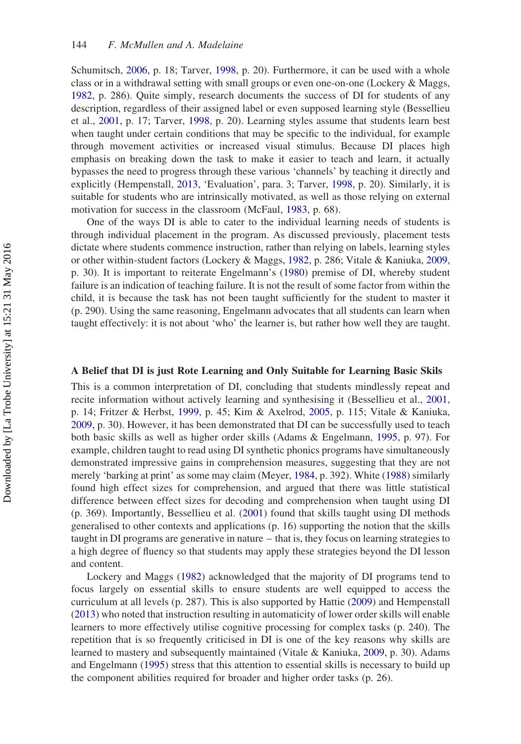Schumitsch, 2006, p. 18; Tarver, 1998, p. 20). Furthermore, it can be used with a whole class or in a withdrawal setting with small groups or even one-on-one (Lockery & Maggs, 1982, p. 286). Quite simply, research documents the success of DI for students of any description, regardless of their assigned label or even supposed learning style (Bessellieu et al., 2001, p. 17; Tarver, 1998, p. 20). Learning styles assume that students learn best when taught under certain conditions that may be specific to the individual, for example through movement activities or increased visual stimulus. Because DI places high emphasis on breaking down the task to make it easier to teach and learn, it actually bypasses the need to progress through these various 'channels' by teaching it directly and explicitly (Hempenstall, 2013, 'Evaluation', para. 3; Tarver, 1998, p. 20). Similarly, it is suitable for students who are intrinsically motivated, as well as those relying on external motivation for success in the classroom (McFaul, 1983, p. 68).

One of the ways DI is able to cater to the individual learning needs of students is through individual placement in the program. As discussed previously, placement tests dictate where students commence instruction, rather than relying on labels, learning styles or other within-student factors (Lockery & Maggs, 1982, p. 286; Vitale & Kaniuka, 2009, p. 30). It is important to reiterate Engelmann's (1980) premise of DI, whereby student failure is an indication of teaching failure. It is not the result of some factor from within the child, it is because the task has not been taught sufficiently for the student to master it (p. 290). Using the same reasoning, Engelmann advocates that all students can learn when taught effectively: it is not about 'who' the learner is, but rather how well they are taught.

### A Belief that DI is just Rote Learning and Only Suitable for Learning Basic Skils

This is a common interpretation of DI, concluding that students mindlessly repeat and recite information without actively learning and synthesising it (Bessellieu et al., 2001, p. 14; Fritzer & Herbst, 1999, p. 45; Kim & Axelrod, 2005, p. 115; Vitale & Kaniuka, 2009, p. 30). However, it has been demonstrated that DI can be successfully used to teach both basic skills as well as higher order skills (Adams & Engelmann, 1995, p. 97). For example, children taught to read using DI synthetic phonics programs have simultaneously demonstrated impressive gains in comprehension measures, suggesting that they are not merely 'barking at print' as some may claim (Meyer, 1984, p. 392). White (1988) similarly found high effect sizes for comprehension, and argued that there was little statistical difference between effect sizes for decoding and comprehension when taught using DI (p. 369). Importantly, Bessellieu et al. (2001) found that skills taught using DI methods generalised to other contexts and applications (p. 16) supporting the notion that the skills taught in DI programs are generative in nature – that is, they focus on learning strategies to a high degree of fluency so that students may apply these strategies beyond the DI lesson and content.

Lockery and Maggs (1982) acknowledged that the majority of DI programs tend to focus largely on essential skills to ensure students are well equipped to access the curriculum at all levels (p. 287). This is also supported by Hattie (2009) and Hempenstall (2013) who noted that instruction resulting in automaticity of lower order skills will enable learners to more effectively utilise cognitive processing for complex tasks (p. 240). The repetition that is so frequently criticised in DI is one of the key reasons why skills are learned to mastery and subsequently maintained (Vitale & Kaniuka, 2009, p. 30). Adams and Engelmann (1995) stress that this attention to essential skills is necessary to build up the component abilities required for broader and higher order tasks (p. 26).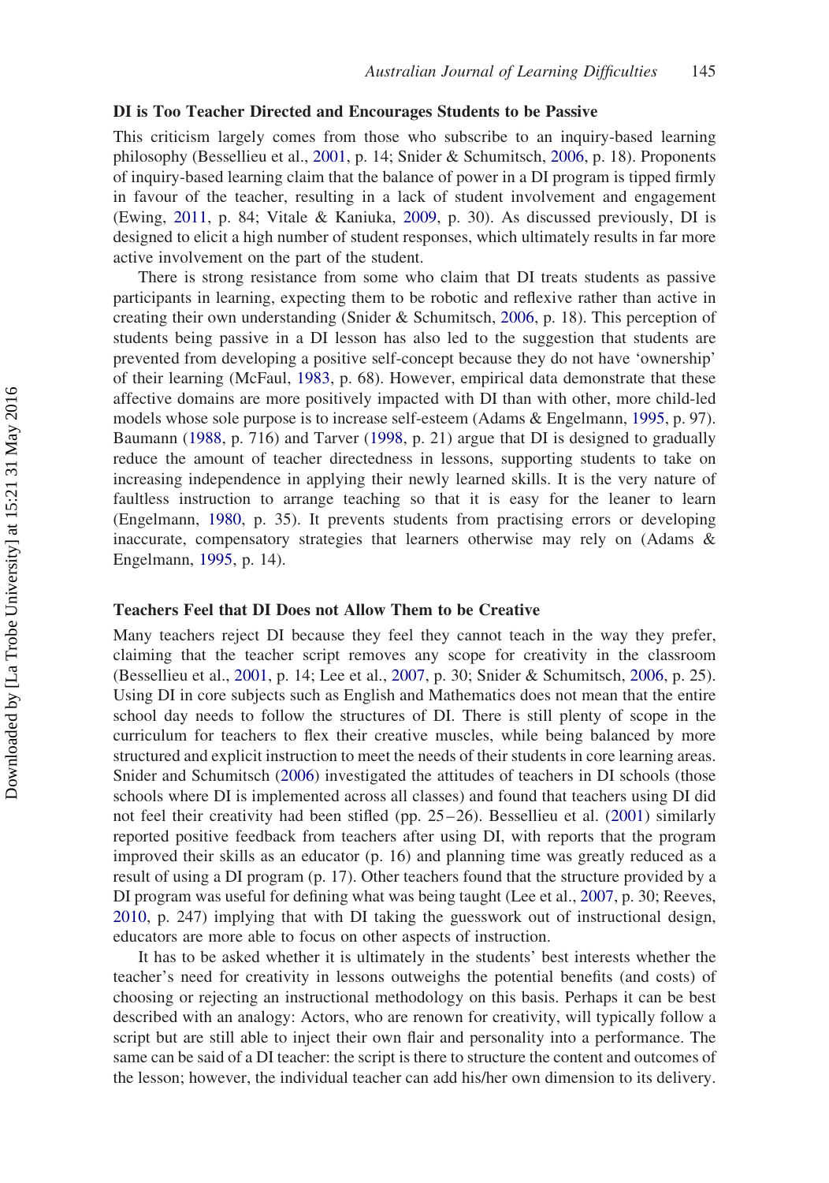## DI is Too Teacher Directed and Encourages Students to be Passive

This criticism largely comes from those who subscribe to an inquiry-based learning philosophy (Bessellieu et al., 2001, p. 14; Snider & Schumitsch, 2006, p. 18). Proponents of inquiry-based learning claim that the balance of power in a DI program is tipped firmly in favour of the teacher, resulting in a lack of student involvement and engagement (Ewing, 2011, p. 84; Vitale & Kaniuka, 2009, p. 30). As discussed previously, DI is designed to elicit a high number of student responses, which ultimately results in far more active involvement on the part of the student.

There is strong resistance from some who claim that DI treats students as passive participants in learning, expecting them to be robotic and reflexive rather than active in creating their own understanding (Snider & Schumitsch, 2006, p. 18). This perception of students being passive in a DI lesson has also led to the suggestion that students are prevented from developing a positive self-concept because they do not have 'ownership' of their learning (McFaul, 1983, p. 68). However, empirical data demonstrate that these affective domains are more positively impacted with DI than with other, more child-led models whose sole purpose is to increase self-esteem (Adams & Engelmann, 1995, p. 97). Baumann (1988, p. 716) and Tarver (1998, p. 21) argue that DI is designed to gradually reduce the amount of teacher directedness in lessons, supporting students to take on increasing independence in applying their newly learned skills. It is the very nature of faultless instruction to arrange teaching so that it is easy for the leaner to learn (Engelmann, 1980, p. 35). It prevents students from practising errors or developing inaccurate, compensatory strategies that learners otherwise may rely on (Adams & Engelmann, 1995, p. 14).

## Teachers Feel that DI Does not Allow Them to be Creative

Many teachers reject DI because they feel they cannot teach in the way they prefer, claiming that the teacher script removes any scope for creativity in the classroom (Bessellieu et al., 2001, p. 14; Lee et al., 2007, p. 30; Snider & Schumitsch, 2006, p. 25). Using DI in core subjects such as English and Mathematics does not mean that the entire school day needs to follow the structures of DI. There is still plenty of scope in the curriculum for teachers to flex their creative muscles, while being balanced by more structured and explicit instruction to meet the needs of their students in core learning areas. Snider and Schumitsch (2006) investigated the attitudes of teachers in DI schools (those schools where DI is implemented across all classes) and found that teachers using DI did not feel their creativity had been stifled (pp. 25–26). Bessellieu et al. (2001) similarly reported positive feedback from teachers after using DI, with reports that the program improved their skills as an educator (p. 16) and planning time was greatly reduced as a result of using a DI program (p. 17). Other teachers found that the structure provided by a DI program was useful for defining what was being taught (Lee et al., 2007, p. 30; Reeves, 2010, p. 247) implying that with DI taking the guesswork out of instructional design, educators are more able to focus on other aspects of instruction.

It has to be asked whether it is ultimately in the students' best interests whether the teacher's need for creativity in lessons outweighs the potential benefits (and costs) of choosing or rejecting an instructional methodology on this basis. Perhaps it can be best described with an analogy: Actors, who are renown for creativity, will typically follow a script but are still able to inject their own flair and personality into a performance. The same can be said of a DI teacher: the script is there to structure the content and outcomes of the lesson; however, the individual teacher can add his/her own dimension to its delivery.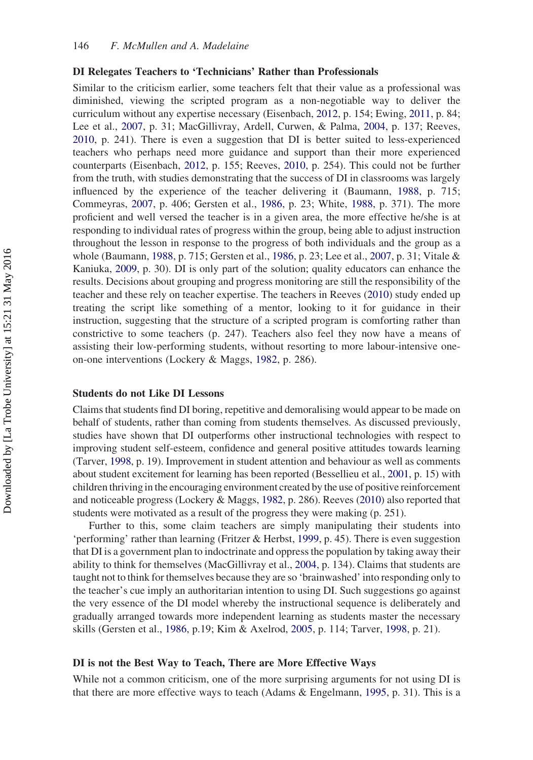### DI Relegates Teachers to 'Technicians' Rather than Professionals

Similar to the criticism earlier, some teachers felt that their value as a professional was diminished, viewing the scripted program as a non-negotiable way to deliver the curriculum without any expertise necessary (Eisenbach, 2012, p. 154; Ewing, 2011, p. 84; Lee et al., 2007, p. 31; MacGillivray, Ardell, Curwen, & Palma, 2004, p. 137; Reeves, 2010, p. 241). There is even a suggestion that DI is better suited to less-experienced teachers who perhaps need more guidance and support than their more experienced counterparts (Eisenbach, 2012, p. 155; Reeves, 2010, p. 254). This could not be further from the truth, with studies demonstrating that the success of DI in classrooms was largely influenced by the experience of the teacher delivering it (Baumann, 1988, p. 715; Commeyras, 2007, p. 406; Gersten et al., 1986, p. 23; White, 1988, p. 371). The more proficient and well versed the teacher is in a given area, the more effective he/she is at responding to individual rates of progress within the group, being able to adjust instruction throughout the lesson in response to the progress of both individuals and the group as a whole (Baumann, 1988, p. 715; Gersten et al., 1986, p. 23; Lee et al., 2007, p. 31; Vitale & Kaniuka, 2009, p. 30). DI is only part of the solution; quality educators can enhance the results. Decisions about grouping and progress monitoring are still the responsibility of the teacher and these rely on teacher expertise. The teachers in Reeves (2010) study ended up treating the script like something of a mentor, looking to it for guidance in their instruction, suggesting that the structure of a scripted program is comforting rather than constrictive to some teachers (p. 247). Teachers also feel they now have a means of assisting their low-performing students, without resorting to more labour-intensive one-on-one interventions (Lockery & Maggs, 1982, p. 286).

### Students do not Like DI Lessons

Claims that students find DI boring, repetitive and demoralising would appear to be made on behalf of students, rather than coming from students themselves. As discussed previously, studies have shown that DI outperforms other instructional technologies with respect to improving student self-esteem, confidence and general positive attitudes towards learning (Tarver, 1998, p. 19). Improvement in student attention and behaviour as well as comments about student excitement for learning has been reported (Bessellieu et al., 2001, p. 15) with children thriving in the encouraging environment created by the use of positive reinforcement and noticeable progress (Lockery & Maggs, 1982, p. 286). Reeves (2010) also reported that students were motivated as a result of the progress they were making (p. 251).

Further to this, some claim teachers are simply manipulating their students into 'performing' rather than learning (Fritzer & Herbst, 1999, p. 45). There is even suggestion that DI is a government plan to indoctrinate and oppress the population by taking away their ability to think for themselves (MacGillivray et al., 2004, p. 134). Claims that students are taught not to think for themselves because they are so 'brainwashed' into responding only to the teacher's cue imply an authoritarian intention to using DI. Such suggestions go against the very essence of the DI model whereby the instructional sequence is deliberately and gradually arranged towards more independent learning as students master the necessary skills (Gersten et al., 1986, p.19; Kim & Axelrod, 2005, p. 114; Tarver, 1998, p. 21).

### DI is not the Best Way to Teach, There are More Effective Ways

While not a common criticism, one of the more surprising arguments for not using DI is that there are more effective ways to teach (Adams & Engelmann, 1995, p. 31). This is a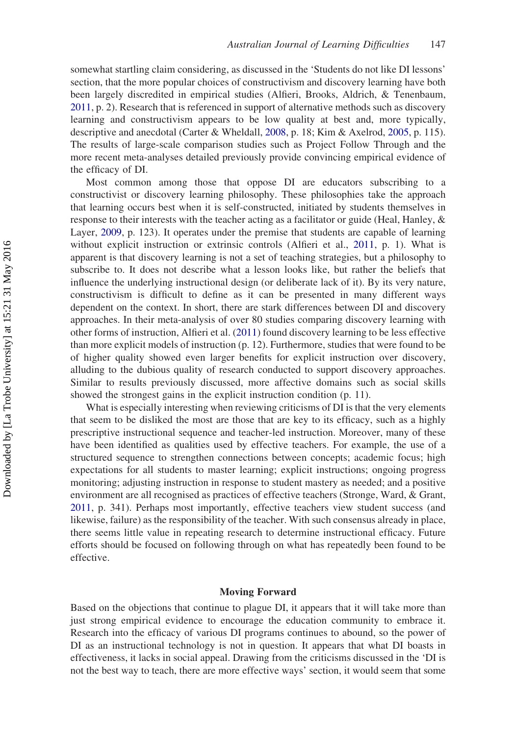somewhat startling claim considering, as discussed in the 'Students do not like DI lessons' section, that the more popular choices of constructivism and discovery learning have both been largely discredited in empirical studies (Alfieri, Brooks, Aldrich, & Tenenbaum, 2011, p. 2). Research that is referenced in support of alternative methods such as discovery learning and constructivism appears to be low quality at best and, more typically, descriptive and anecdotal (Carter & Wheldall, 2008, p. 18; Kim & Axelrod, 2005, p. 115). The results of large-scale comparison studies such as Project Follow Through and the more recent meta-analyses detailed previously provide convincing empirical evidence of the efficacy of DI.

Most common among those that oppose DI are educators subscribing to a constructivist or discovery learning philosophy. These philosophies take the approach that learning occurs best when it is self-constructed, initiated by students themselves in response to their interests with the teacher acting as a facilitator or guide (Heal, Hanley, & Layer, 2009, p. 123). It operates under the premise that students are capable of learning without explicit instruction or extrinsic controls (Alfieri et al., 2011, p. 1). What is apparent is that discovery learning is not a set of teaching strategies, but a philosophy to subscribe to. It does not describe what a lesson looks like, but rather the beliefs that influence the underlying instructional design (or deliberate lack of it). By its very nature, constructivism is difficult to define as it can be presented in many different ways dependent on the context. In short, there are stark differences between DI and discovery approaches. In their meta-analysis of over 80 studies comparing discovery learning with other forms of instruction, Alfieri et al. (2011) found discovery learning to be less effective than more explicit models of instruction (p. 12). Furthermore, studies that were found to be of higher quality showed even larger benefits for explicit instruction over discovery, alluding to the dubious quality of research conducted to support discovery approaches. Similar to results previously discussed, more affective domains such as social skills showed the strongest gains in the explicit instruction condition (p. 11).

What is especially interesting when reviewing criticisms of DI is that the very elements that seem to be disliked the most are those that are key to its efficacy, such as a highly prescriptive instructional sequence and teacher-led instruction. Moreover, many of these have been identified as qualities used by effective teachers. For example, the use of a structured sequence to strengthen connections between concepts; academic focus; high expectations for all students to master learning; explicit instructions; ongoing progress monitoring; adjusting instruction in response to student mastery as needed; and a positive environment are all recognised as practices of effective teachers (Stronge, Ward, & Grant, 2011, p. 341). Perhaps most importantly, effective teachers view student success (and likewise, failure) as the responsibility of the teacher. With such consensus already in place, there seems little value in repeating research to determine instructional efficacy. Future efforts should be focused on following through on what has repeatedly been found to be effective.

## Moving Forward

Based on the objections that continue to plague DI, it appears that it will take more than just strong empirical evidence to encourage the education community to embrace it. Research into the efficacy of various DI programs continues to abound, so the power of DI as an instructional technology is not in question. It appears that what DI boasts in effectiveness, it lacks in social appeal. Drawing from the criticisms discussed in the 'DI is not the best way to teach, there are more effective ways' section, it would seem that some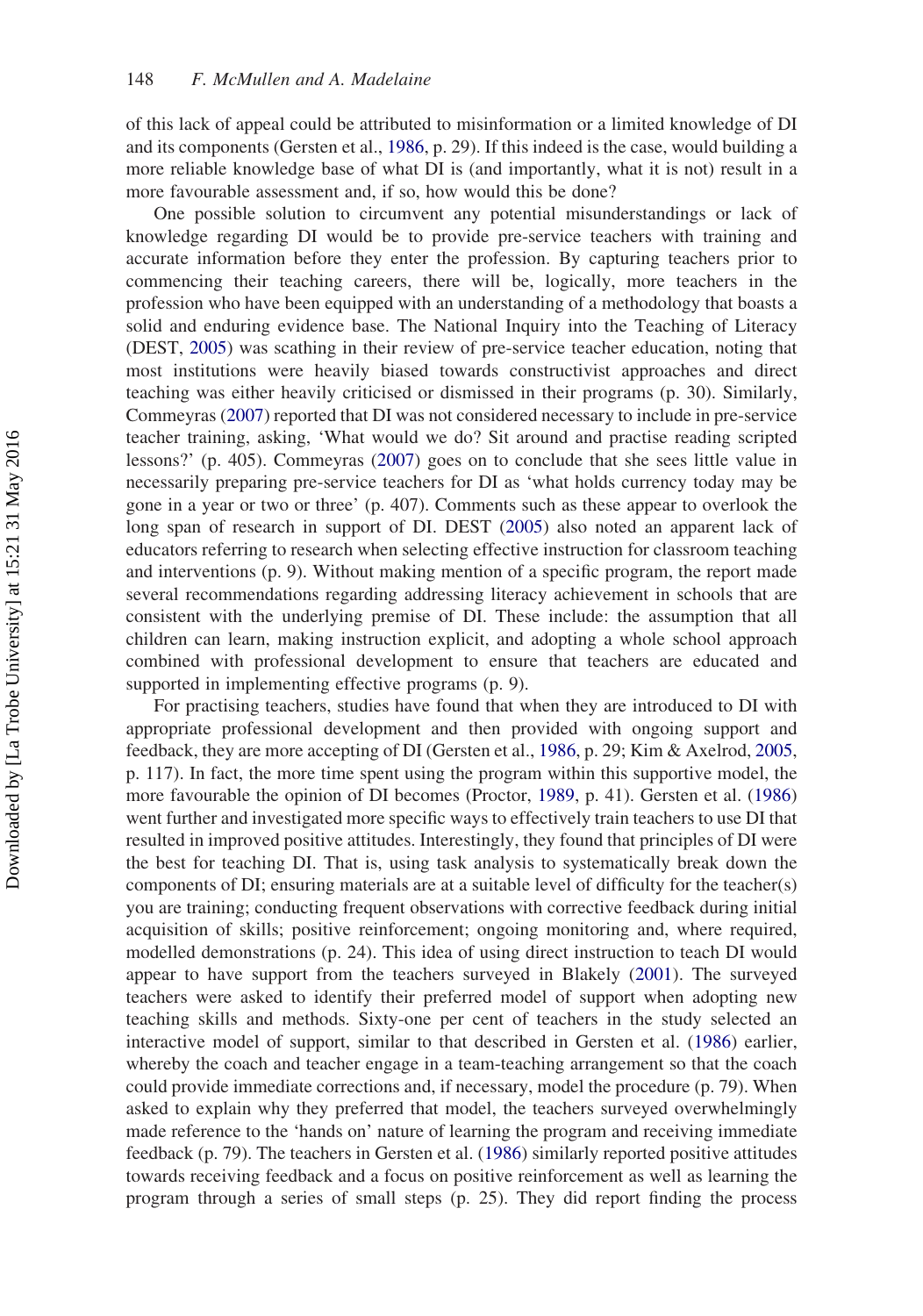of this lack of appeal could be attributed to misinformation or a limited knowledge of DI and its components (Gersten et al., 1986, p. 29). If this indeed is the case, would building a more reliable knowledge base of what DI is (and importantly, what it is not) result in a more favourable assessment and, if so, how would this be done?

One possible solution to circumvent any potential misunderstandings or lack of knowledge regarding DI would be to provide pre-service teachers with training and accurate information before they enter the profession. By capturing teachers prior to commencing their teaching careers, there will be, logically, more teachers in the profession who have been equipped with an understanding of a methodology that boasts a solid and enduring evidence base. The National Inquiry into the Teaching of Literacy (DEST, 2005) was scathing in their review of pre-service teacher education, noting that most institutions were heavily biased towards constructivist approaches and direct teaching was either heavily criticised or dismissed in their programs (p. 30). Similarly, Commeyras (2007) reported that DI was not considered necessary to include in pre-service teacher training, asking, 'What would we do? Sit around and practise reading scripted lessons?' (p. 405). Commeyras (2007) goes on to conclude that she sees little value in necessarily preparing pre-service teachers for DI as 'what holds currency today may be gone in a year or two or three' (p. 407). Comments such as these appear to overlook the long span of research in support of DI. DEST (2005) also noted an apparent lack of educators referring to research when selecting effective instruction for classroom teaching and interventions (p. 9). Without making mention of a specific program, the report made several recommendations regarding addressing literacy achievement in schools that are consistent with the underlying premise of DI. These include: the assumption that all children can learn, making instruction explicit, and adopting a whole school approach combined with professional development to ensure that teachers are educated and supported in implementing effective programs (p. 9).

For practising teachers, studies have found that when they are introduced to DI with appropriate professional development and then provided with ongoing support and feedback, they are more accepting of DI (Gersten et al., 1986, p. 29; Kim & Axelrod, 2005, p. 117). In fact, the more time spent using the program within this supportive model, the more favourable the opinion of DI becomes (Proctor, 1989, p. 41). Gersten et al. (1986) went further and investigated more specific ways to effectively train teachers to use DI that resulted in improved positive attitudes. Interestingly, they found that principles of DI were the best for teaching DI. That is, using task analysis to systematically break down the components of DI; ensuring materials are at a suitable level of difficulty for the teacher(s) you are training; conducting frequent observations with corrective feedback during initial acquisition of skills; positive reinforcement; ongoing monitoring and, where required, modelled demonstrations (p. 24). This idea of using direct instruction to teach DI would appear to have support from the teachers surveyed in Blakely (2001). The surveyed teachers were asked to identify their preferred model of support when adopting new teaching skills and methods. Sixty-one per cent of teachers in the study selected an interactive model of support, similar to that described in Gersten et al. (1986) earlier, whereby the coach and teacher engage in a team-teaching arrangement so that the coach could provide immediate corrections and, if necessary, model the procedure (p. 79). When asked to explain why they preferred that model, the teachers surveyed overwhelmingly made reference to the 'hands on' nature of learning the program and receiving immediate feedback (p. 79). The teachers in Gersten et al. (1986) similarly reported positive attitudes towards receiving feedback and a focus on positive reinforcement as well as learning the program through a series of small steps (p. 25). They did report finding the process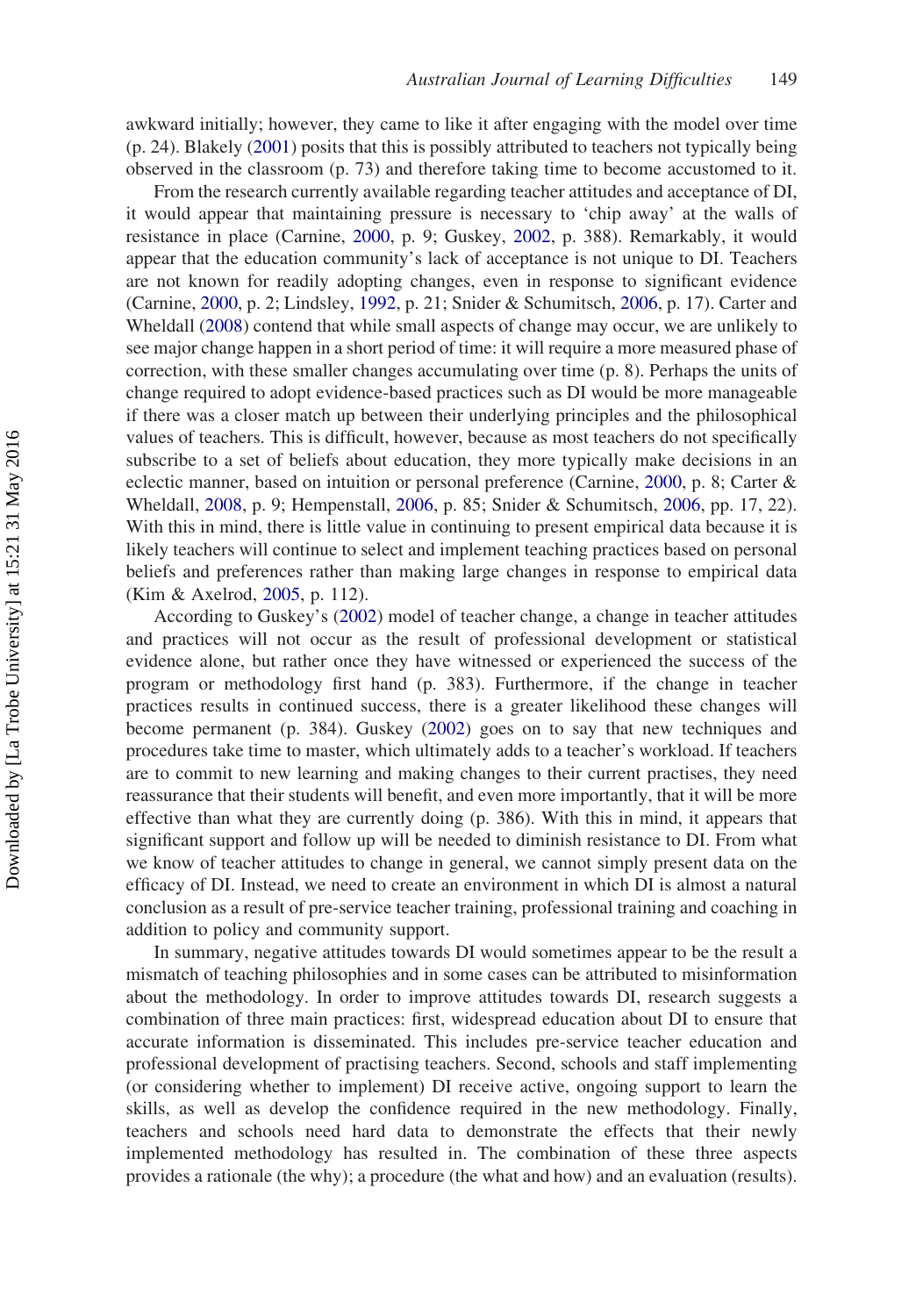awkward initially; however, they came to like it after engaging with the model over time (p. 24). Blakely (2001) posits that this is possibly attributed to teachers not typically being observed in the classroom (p. 73) and therefore taking time to become accustomed to it.

From the research currently available regarding teacher attitudes and acceptance of DI, it would appear that maintaining pressure is necessary to 'chip away' at the walls of resistance in place (Carnine, 2000, p. 9; Guskey, 2002, p. 388). Remarkably, it would appear that the education community's lack of acceptance is not unique to DI. Teachers are not known for readily adopting changes, even in response to significant evidence (Carnine, 2000, p. 2; Lindsley, 1992, p. 21; Snider & Schumitsch, 2006, p. 17). Carter and Wheldall (2008) contend that while small aspects of change may occur, we are unlikely to see major change happen in a short period of time: it will require a more measured phase of correction, with these smaller changes accumulating over time (p. 8). Perhaps the units of change required to adopt evidence-based practices such as DI would be more manageable if there was a closer match up between their underlying principles and the philosophical values of teachers. This is difficult, however, because as most teachers do not specifically subscribe to a set of beliefs about education, they more typically make decisions in an eclectic manner, based on intuition or personal preference (Carnine, 2000, p. 8; Carter & Wheldall, 2008, p. 9; Hempenstall, 2006, p. 85; Snider & Schumitsch, 2006, pp. 17, 22). With this in mind, there is little value in continuing to present empirical data because it is likely teachers will continue to select and implement teaching practices based on personal beliefs and preferences rather than making large changes in response to empirical data (Kim & Axelrod, 2005, p. 112).

According to Guskey's (2002) model of teacher change, a change in teacher attitudes and practices will not occur as the result of professional development or statistical evidence alone, but rather once they have witnessed or experienced the success of the program or methodology first hand (p. 383). Furthermore, if the change in teacher practices results in continued success, there is a greater likelihood these changes will become permanent (p. 384). Guskey (2002) goes on to say that new techniques and procedures take time to master, which ultimately adds to a teacher's workload. If teachers are to commit to new learning and making changes to their current practises, they need reassurance that their students will benefit, and even more importantly, that it will be more effective than what they are currently doing (p. 386). With this in mind, it appears that significant support and follow up will be needed to diminish resistance to DI. From what we know of teacher attitudes to change in general, we cannot simply present data on the efficacy of DI. Instead, we need to create an environment in which DI is almost a natural conclusion as a result of pre-service teacher training, professional training and coaching in addition to policy and community support.

In summary, negative attitudes towards DI would sometimes appear to be the result a mismatch of teaching philosophies and in some cases can be attributed to misinformation about the methodology. In order to improve attitudes towards DI, research suggests a combination of three main practices: first, widespread education about DI to ensure that accurate information is disseminated. This includes pre-service teacher education and professional development of practising teachers. Second, schools and staff implementing (or considering whether to implement) DI receive active, ongoing support to learn the skills, as well as develop the confidence required in the new methodology. Finally, teachers and schools need hard data to demonstrate the effects that their newly implemented methodology has resulted in. The combination of these three aspects provides a rationale (the why); a procedure (the what and how) and an evaluation (results).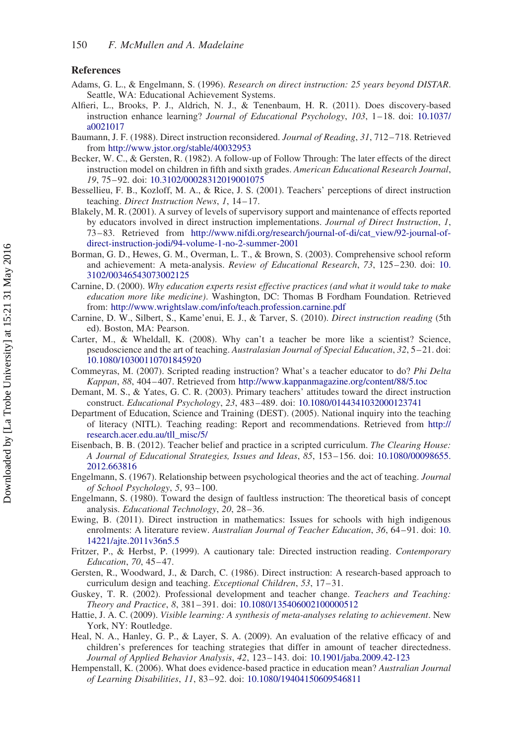## References

Adams, G. L., & Engelmann, S. (1996). *Research on direct instruction: 25 years beyond DISTAR*. Seattle, WA: Educational Achievement Systems.

Alfieri, L., Brooks, P. J., Aldrich, N. J., & Tenenbaum, H. R. (2011). Does discovery-based instruction enhance learning? *Journal of Educational Psychology*, *103*, 1–18. doi: 10.1037/a0021017

Baumann, J. F. (1988). Direct instruction reconsidered. *Journal of Reading*, *31*, 712–718. Retrieved from http://www.jstor.org/stable/40032953

Becker, W. C., & Gersten, R. (1982). A follow-up of Follow Through: The later effects of the direct instruction model on children in fifth and sixth grades. *American Educational Research Journal*, *19*, 75–92. doi: 10.3102/00028312019001075

Bessellieu, F. B., Kozloff, M. A., & Rice, J. S. (2001). Teachers' perceptions of direct instruction teaching. *Direct Instruction News*, *1*, 14–17.

Blakely, M. R. (2001). A survey of levels of supervisory support and maintenance of effects reported by educators involved in direct instruction implementations. *Journal of Direct Instruction*, *1*, 73–83. Retrieved from http://www.nifdi.org/research/journal-of-di/cat_view/92-journal-of-direct-instruction-jodi/94-volume-1-no-2-summer-2001

Borman, G. D., Hewes, G. M., Overman, L. T., & Brown, S. (2003). Comprehensive school reform and achievement: A meta-analysis. *Review of Educational Research*, *73*, 125–230. doi: 10.3102/00346543073002125

Carnine, D. (2000). *Why education experts resist effective practices (and what it would take to make education more like medicine)*. Washington, DC: Thomas B Fordham Foundation. Retrieved from: http://www.wrightslaw.com/info/teach.profession.carnine.pdf

Carnine, D. W., Silbert, S., Kame'enui, E. J., & Tarver, S. (2010). *Direct instruction reading* (5th ed). Boston, MA: Pearson.

Carter, M., & Wheldall, K. (2008). Why can't a teacher be more like a scientist? Science, pseudoscience and the art of teaching. *Australasian Journal of Special Education*, *32*, 5–21. doi: 10.1080/10300110701845920

Commeyras, M. (2007). Scripted reading instruction? What's a teacher educator to do? *Phi Delta Kappan*, *88*, 404–407. Retrieved from http://www.kappanmagazine.org/content/88/5.toc

Demant, M. S., & Yates, G. C. R. (2003). Primary teachers' attitudes toward the direct instruction construct. *Educational Psychology*, *23*, 483–489. doi: 10.1080/0144341032000123741

Department of Education, Science and Training (DEST). (2005). National inquiry into the teaching of literacy (NITL). Teaching reading: Report and recommendations. Retrieved from http://research.acer.edu.au/tll_misc/5/

Eisenbach, B. B. (2012). Teacher belief and practice in a scripted curriculum. *The Clearing House: A Journal of Educational Strategies, Issues and Ideas*, *85*, 153–156. doi: 10.1080/00098655.2012.663816

Engelmann, S. (1967). Relationship between psychological theories and the act of teaching. *Journal of School Psychology*, *5*, 93–100.

Engelmann, S. (1980). Toward the design of faultless instruction: The theoretical basis of concept analysis. *Educational Technology*, *20*, 28–36.

Ewing, B. (2011). Direct instruction in mathematics: Issues for schools with high indigenous enrolments: A literature review. *Australian Journal of Teacher Education*, *36*, 64–91. doi: 10.14221/ajte.2011v36n5.5

Fritzer, P., & Herbst, P. (1999). A cautionary tale: Directed instruction reading. *Contemporary Education*, *70*, 45–47.

Gersten, R., Woodward, J., & Darch, C. (1986). Direct instruction: A research-based approach to curriculum design and teaching. *Exceptional Children*, *53*, 17–31.

Guskey, T. R. (2002). Professional development and teacher change. *Teachers and Teaching: Theory and Practice*, *8*, 381–391. doi: 10.1080/135406002100000512

Hattie, J. A. C. (2009). *Visible learning: A synthesis of meta-analyses relating to achievement*. New York, NY: Routledge.

Heal, N. A., Hanley, G. P., & Layer, S. A. (2009). An evaluation of the relative efficacy of and children's preferences for teaching strategies that differ in amount of teacher directedness. *Journal of Applied Behavior Analysis*, *42*, 123–143. doi: 10.1901/jaba.2009.42-123

Hempenstall, K. (2006). What does evidence-based practice in education mean? *Australian Journal of Learning Disabilities*, *11*, 83–92. doi: 10.1080/19404150609546811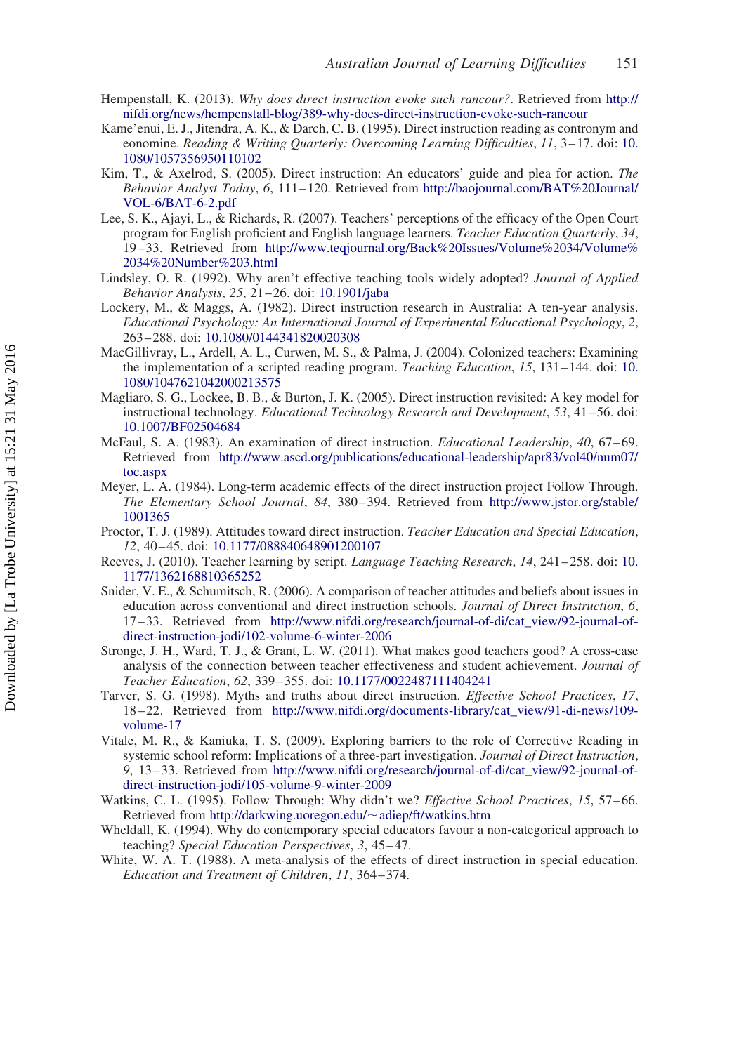Hempenstall, K. (2013). *Why does direct instruction evoke such rancour?*. Retrieved from http://nifdi.org/news/hempenstall-blog/389-why-does-direct-instruction-evoke-such-rancour

Kame'enui, E. J., Jitendra, A. K., & Darch, C. B. (1995). Direct instruction reading as contronym and eonomine. *Reading & Writing Quarterly: Overcoming Learning Difficulties*, *11*, 3–17. doi: 10.1080/1057356950110102

Kim, T., & Axelrod, S. (2005). Direct instruction: An educators' guide and plea for action. *The Behavior Analyst Today*, *6*, 111–120. Retrieved from http://baojournal.com/BAT%20Journal/VOL-6/BAT-6-2.pdf

Lee, S. K., Ajayi, L., & Richards, R. (2007). Teachers' perceptions of the efficacy of the Open Court program for English proficient and English language learners. *Teacher Education Quarterly*, *34*, 19–33. Retrieved from http://www.teqjournal.org/Back%20Issues/Volume%2034/Volume%2034%20Number%203.html

Lindsley, O. R. (1992). Why aren't effective teaching tools widely adopted? *Journal of Applied Behavior Analysis*, *25*, 21–26. doi: 10.1901/jaba

Lockery, M., & Maggs, A. (1982). Direct instruction research in Australia: A ten-year analysis. *Educational Psychology: An International Journal of Experimental Educational Psychology*, *2*, 263–288. doi: 10.1080/0144341820020308

MacGillivray, L., Ardell, A. L., Curwen, M. S., & Palma, J. (2004). Colonized teachers: Examining the implementation of a scripted reading program. *Teaching Education*, *15*, 131–144. doi: 10.1080/1047621042000213575

Magliaro, S. G., Lockee, B. B., & Burton, J. K. (2005). Direct instruction revisited: A key model for instructional technology. *Educational Technology Research and Development*, *53*, 41–56. doi: 10.1007/BF02504684

McFaul, S. A. (1983). An examination of direct instruction. *Educational Leadership*, *40*, 67–69. Retrieved from http://www.ascd.org/publications/educational-leadership/apr83/vol40/num07/toc.aspx

Meyer, L. A. (1984). Long-term academic effects of the direct instruction project Follow Through. *The Elementary School Journal*, *84*, 380–394. Retrieved from http://www.jstor.org/stable/1001365

Proctor, T. J. (1989). Attitudes toward direct instruction. *Teacher Education and Special Education*, *12*, 40–45. doi: 10.1177/088840648901200107

Reeves, J. (2010). Teacher learning by script. *Language Teaching Research*, *14*, 241–258. doi: 10.1177/1362168810365252

Snider, V. E., & Schumitsch, R. (2006). A comparison of teacher attitudes and beliefs about issues in education across conventional and direct instruction schools. *Journal of Direct Instruction*, *6*, 17–33. Retrieved from http://www.nifdi.org/research/journal-of-di/cat_view/92-journal-of-direct-instruction-jodi/102-volume-6-winter-2006

Stronge, J. H., Ward, T. J., & Grant, L. W. (2011). What makes good teachers good? A cross-case analysis of the connection between teacher effectiveness and student achievement. *Journal of Teacher Education*, *62*, 339–355. doi: 10.1177/0022487111404241

Tarver, S. G. (1998). Myths and truths about direct instruction. *Effective School Practices*, *17*, 18–22. Retrieved from http://www.nifdi.org/documents-library/cat_view/91-di-news/109-volume-17

Vitale, M. R., & Kaniuka, T. S. (2009). Exploring barriers to the role of Corrective Reading in systemic school reform: Implications of a three-part investigation. *Journal of Direct Instruction*, *9*, 13–33. Retrieved from http://www.nifdi.org/research/journal-of-di/cat_view/92-journal-of-direct-instruction-jodi/105-volume-9-winter-2009

Watkins, C. L. (1995). Follow Through: Why didn't we? *Effective School Practices*, *15*, 57–66. Retrieved from http://darkwing.uoregon.edu/~adiep/ft/watkins.htm

Wheldall, K. (1994). Why do contemporary special educators favour a non-categorical approach to teaching? *Special Education Perspectives*, *3*, 45–47.

White, W. A. T. (1988). A meta-analysis of the effects of direct instruction in special education. *Education and Treatment of Children*, *11*, 364–374.